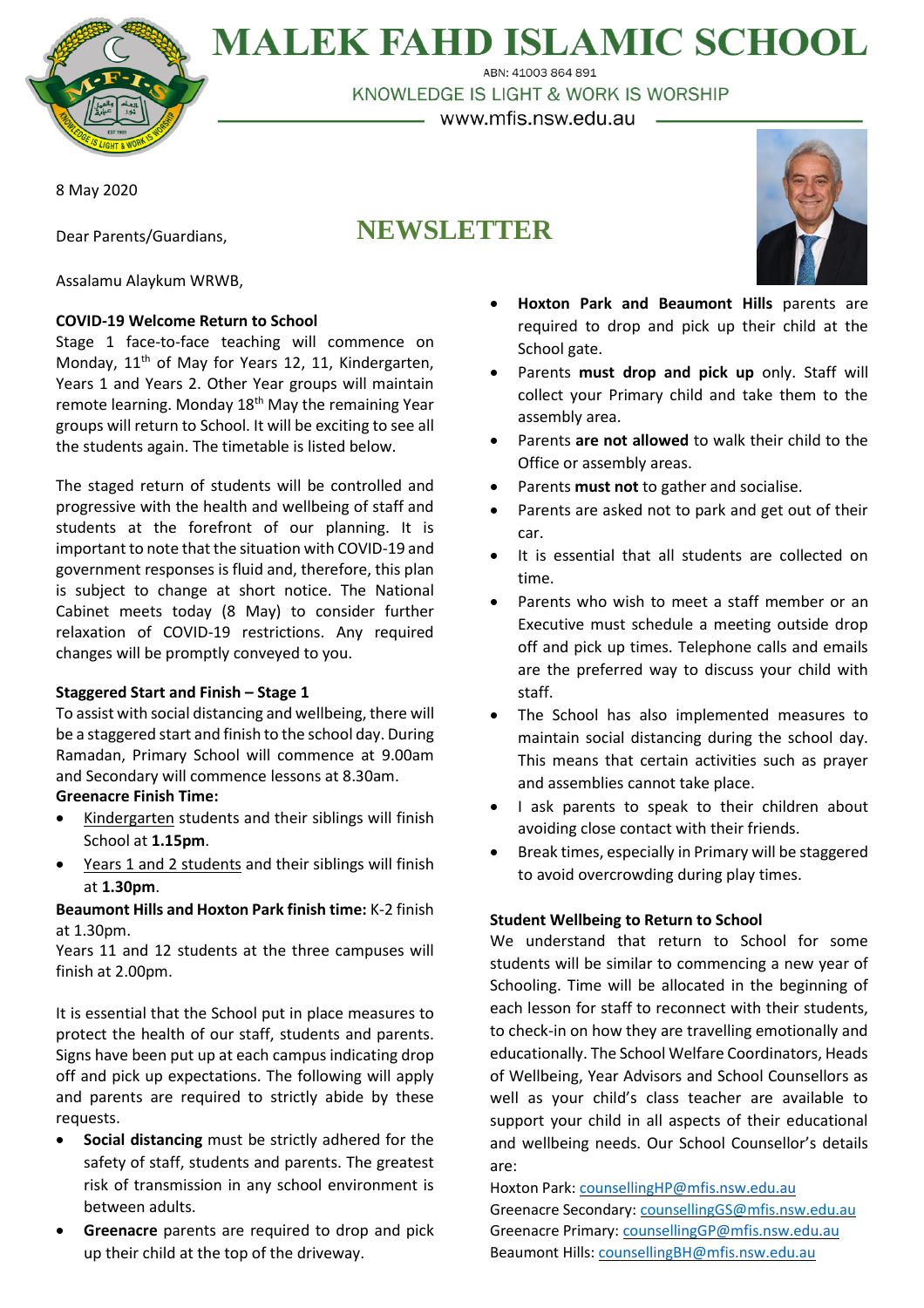# MALEK FAHD ISLAMIC SCHOOL

ABN: 41003 864 891

KNOWLEDGE IS LIGHT & WORK IS WORSHIP

www.mfis.nsw.edu.au

8 May 2020

## NEWSLETTER

Dear Parents/Guardians,

Assalamu Alaykum WRWB,

**COVID-19 Welcome Return to School**

Stage 1 face-to-face teaching will commence on Monday, 11th of May for Years 12, 11, Kindergarten, Years 1 and Years 2. Other Year groups will maintain remote learning. Monday 18th May the remaining Year groups will return to School. It will be exciting to see all the students again. The timetable is listed below.

The staged return of students will be controlled and progressive with the health and wellbeing of staff and students at the forefront of our planning. It is important to note that the situation with COVID-19 and government responses is fluid and, therefore, this plan is subject to change at short notice. The National Cabinet meets today (8 May) to consider further relaxation of COVID-19 restrictions. Any required changes will be promptly conveyed to you.

**Staggered Start and Finish – Stage 1**

To assist with social distancing and wellbeing, there will be a staggered start and finish to the school day. During Ramadan, Primary School will commence at 9.00am and Secondary will commence lessons at 8.30am.

**Greenacre Finish Time:**

- Kindergarten students and their siblings will finish School at **1.15pm**.
- Years 1 and 2 students and their siblings will finish at **1.30pm**.

**Beaumont Hills and Hoxton Park finish time:** K-2 finish at 1.30pm.

Years 11 and 12 students at the three campuses will finish at 2.00pm.

It is essential that the School put in place measures to protect the health of our staff, students and parents. Signs have been put up at each campus indicating drop off and pick up expectations. The following will apply and parents are required to strictly abide by these requests.

- **Social distancing** must be strictly adhered for the safety of staff, students and parents. The greatest risk of transmission in any school environment is between adults.
- **Greenacre** parents are required to drop and pick up their child at the top of the driveway.
- **Hoxton Park and Beaumont Hills** parents are required to drop and pick up their child at the School gate.
- Parents **must drop and pick up** only. Staff will collect your Primary child and take them to the assembly area.
- Parents **are not allowed** to walk their child to the Office or assembly areas.
- Parents **must not** to gather and socialise.
- Parents are asked not to park and get out of their car.
- It is essential that all students are collected on time.
- Parents who wish to meet a staff member or an Executive must schedule a meeting outside drop off and pick up times. Telephone calls and emails are the preferred way to discuss your child with staff.
- The School has also implemented measures to maintain social distancing during the school day. This means that certain activities such as prayer and assemblies cannot take place.
- I ask parents to speak to their children about avoiding close contact with their friends.
- Break times, especially in Primary will be staggered to avoid overcrowding during play times.

**Student Wellbeing to Return to School**

We understand that return to School for some students will be similar to commencing a new year of Schooling. Time will be allocated in the beginning of each lesson for staff to reconnect with their students, to check-in on how they are travelling emotionally and educationally. The School Welfare Coordinators, Heads of Wellbeing, Year Advisors and School Counsellors as well as your child's class teacher are available to support your child in all aspects of their educational and wellbeing needs. Our School Counsellor's details are:

Hoxton Park: counsellingHP@mfis.nsw.edu.au
Greenacre Secondary: counsellingGS@mfis.nsw.edu.au
Greenacre Primary: counsellingGP@mfis.nsw.edu.au
Beaumont Hills: counsellingBH@mfis.nsw.edu.au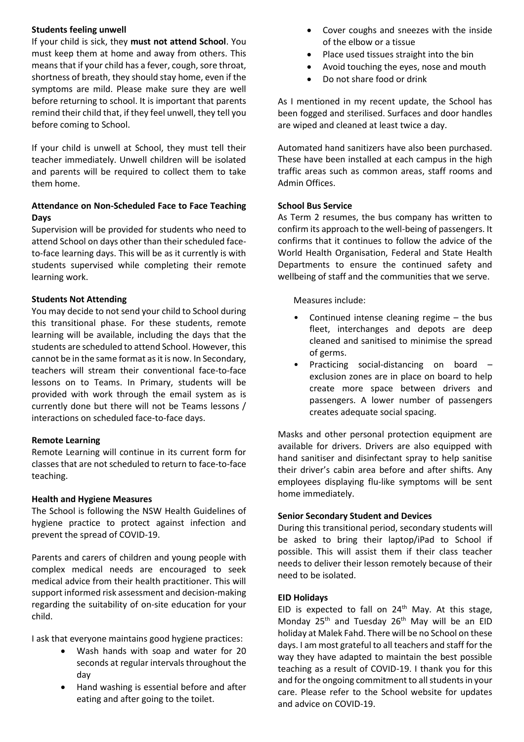**Students feeling unwell**

If your child is sick, they **must not attend School**. You must keep them at home and away from others. This means that if your child has a fever, cough, sore throat, shortness of breath, they should stay home, even if the symptoms are mild. Please make sure they are well before returning to school. It is important that parents remind their child that, if they feel unwell, they tell you before coming to School.

If your child is unwell at School, they must tell their teacher immediately. Unwell children will be isolated and parents will be required to collect them to take them home.

**Attendance on Non-Scheduled Face to Face Teaching Days**

Supervision will be provided for students who need to attend School on days other than their scheduled face-to-face learning days. This will be as it currently is with students supervised while completing their remote learning work.

**Students Not Attending**

You may decide to not send your child to School during this transitional phase. For these students, remote learning will be available, including the days that the students are scheduled to attend School. However, this cannot be in the same format as it is now. In Secondary, teachers will stream their conventional face-to-face lessons on to Teams. In Primary, students will be provided with work through the email system as is currently done but there will not be Teams lessons / interactions on scheduled face-to-face days.

**Remote Learning**

Remote Learning will continue in its current form for classes that are not scheduled to return to face-to-face teaching.

**Health and Hygiene Measures**

The School is following the NSW Health Guidelines of hygiene practice to protect against infection and prevent the spread of COVID-19.

Parents and carers of children and young people with complex medical needs are encouraged to seek medical advice from their health practitioner. This will support informed risk assessment and decision-making regarding the suitability of on-site education for your child.

I ask that everyone maintains good hygiene practices:

- Wash hands with soap and water for 20 seconds at regular intervals throughout the day
- Hand washing is essential before and after eating and after going to the toilet.
- Cover coughs and sneezes with the inside of the elbow or a tissue
- Place used tissues straight into the bin
- Avoid touching the eyes, nose and mouth
- Do not share food or drink

As I mentioned in my recent update, the School has been fogged and sterilised. Surfaces and door handles are wiped and cleaned at least twice a day.

Automated hand sanitizers have also been purchased. These have been installed at each campus in the high traffic areas such as common areas, staff rooms and Admin Offices.

**School Bus Service**

As Term 2 resumes, the bus company has written to confirm its approach to the well-being of passengers. It confirms that it continues to follow the advice of the World Health Organisation, Federal and State Health Departments to ensure the continued safety and wellbeing of staff and the communities that we serve.

Measures include:

- Continued intense cleaning regime – the bus fleet, interchanges and depots are deep cleaned and sanitised to minimise the spread of germs.
- Practicing social-distancing on board – exclusion zones are in place on board to help create more space between drivers and passengers. A lower number of passengers creates adequate social spacing.

Masks and other personal protection equipment are available for drivers. Drivers are also equipped with hand sanitiser and disinfectant spray to help sanitise their driver's cabin area before and after shifts. Any employees displaying flu-like symptoms will be sent home immediately.

**Senior Secondary Student and Devices**

During this transitional period, secondary students will be asked to bring their laptop/iPad to School if possible. This will assist them if their class teacher needs to deliver their lesson remotely because of their need to be isolated.

**EID Holidays**

EID is expected to fall on 24th May. At this stage, Monday 25th and Tuesday 26th May will be an EID holiday at Malek Fahd. There will be no School on these days. I am most grateful to all teachers and staff for the way they have adapted to maintain the best possible teaching as a result of COVID-19. I thank you for this and for the ongoing commitment to all students in your care. Please refer to the School website for updates and advice on COVID-19.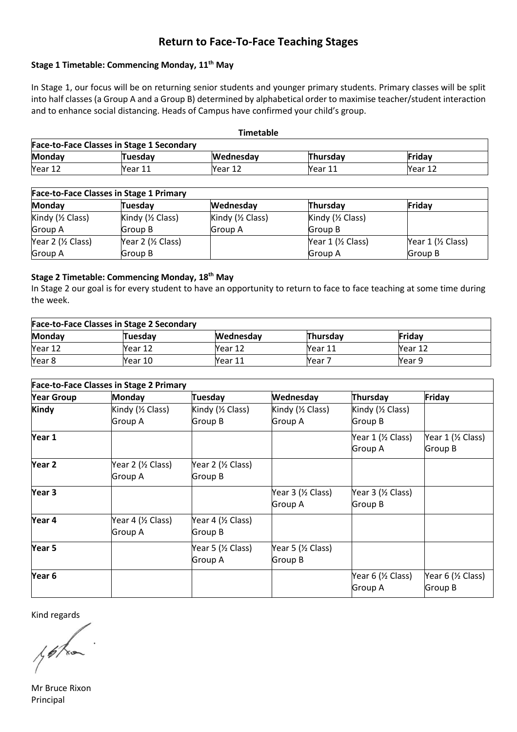# Return to Face-To-Face Teaching Stages

### Stage 1 Timetable: Commencing Monday, 11th May

In Stage 1, our focus will be on returning senior students and younger primary students. Primary classes will be split into half classes (a Group A and a Group B) determined by alphabetical order to maximise teacher/student interaction and to enhance social distancing. Heads of Campus have confirmed your child's group.

**Timetable**

| Face-to-Face Classes in Stage 1 Secondary | | | | |
|---|---|---|---|---|
| **Monday** | **Tuesday** | **Wednesday** | **Thursday** | **Friday** |
| Year 12 | Year 11 | Year 12 | Year 11 | Year 12 |

| Face-to-Face Classes in Stage 1 Primary | | | | |
|---|---|---|---|---|
| **Monday** | **Tuesday** | **Wednesday** | **Thursday** | **Friday** |
| Kindy (½ Class) Group A | Kindy (½ Class) Group B | Kindy (½ Class) Group A | Kindy (½ Class) Group B | |
| Year 2 (½ Class) Group A | Year 2 (½ Class) Group B | | Year 1 (½ Class) Group A | Year 1 (½ Class) Group B |

### Stage 2 Timetable: Commencing Monday, 18th May

In Stage 2 our goal is for every student to have an opportunity to return to face to face teaching at some time during the week.

| Face-to-Face Classes in Stage 2 Secondary | | | | |
|---|---|---|---|---|
| **Monday** | **Tuesday** | **Wednesday** | **Thursday** | **Friday** |
| Year 12 | Year 12 | Year 12 | Year 11 | Year 12 |
| Year 8 | Year 10 | Year 11 | Year 7 | Year 9 |

| Face-to-Face Classes in Stage 2 Primary | | | | | |
|---|---|---|---|---|---|
| **Year Group** | **Monday** | **Tuesday** | **Wednesday** | **Thursday** | **Friday** |
| **Kindy** | Kindy (½ Class) Group A | Kindy (½ Class) Group B | Kindy (½ Class) Group A | Kindy (½ Class) Group B | |
| **Year 1** | | | | Year 1 (½ Class) Group A | Year 1 (½ Class) Group B |
| **Year 2** | Year 2 (½ Class) Group A | Year 2 (½ Class) Group B | | | |
| **Year 3** | | | Year 3 (½ Class) Group A | Year 3 (½ Class) Group B | |
| **Year 4** | Year 4 (½ Class) Group A | Year 4 (½ Class) Group B | | | |
| **Year 5** | | Year 5 (½ Class) Group A | Year 5 (½ Class) Group B | | |
| **Year 6** | | | | Year 6 (½ Class) Group A | Year 6 (½ Class) Group B |

Kind regards

Mr Bruce Rixon
Principal